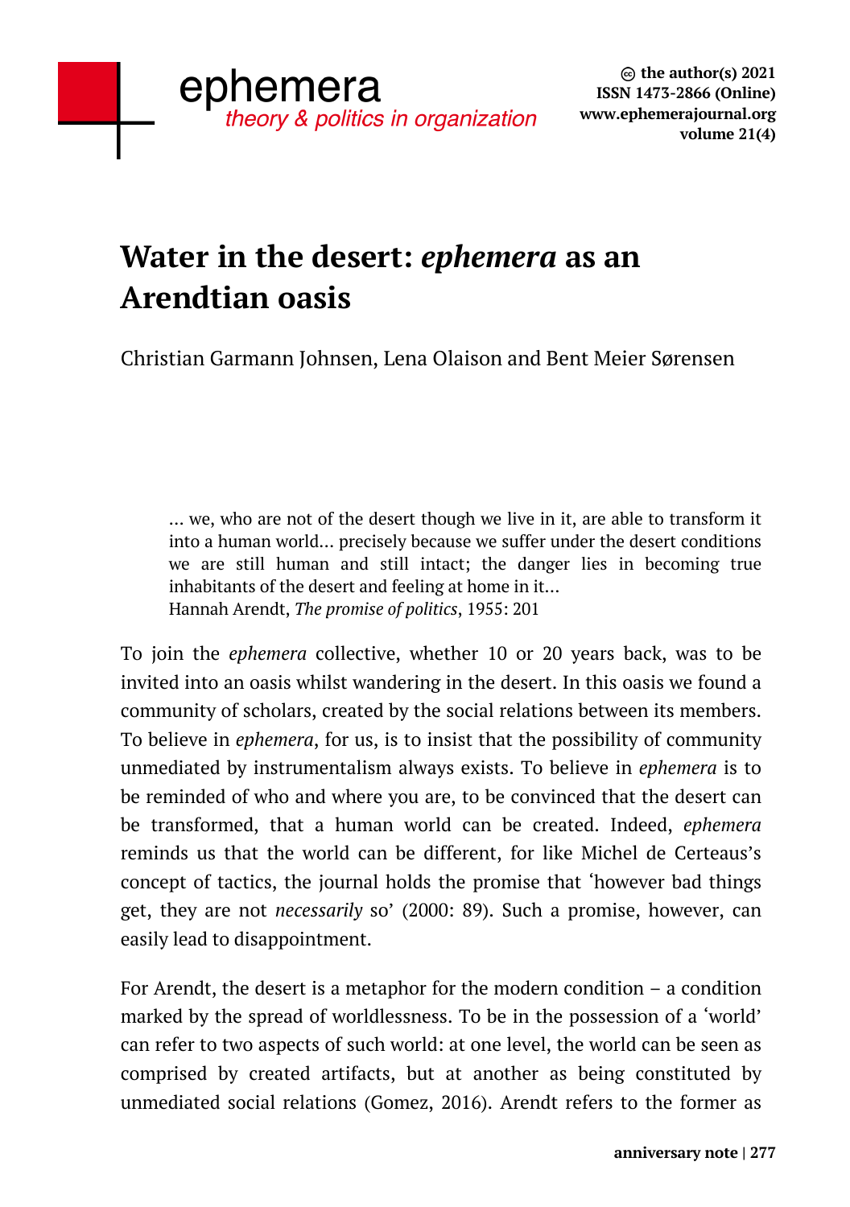# Water in the desert: *ephemera* as an Arendtian oasis

Christian Garmann Johnsen, Lena Olaison and Bent Meier Sørensen

> ... we, who are not of the desert though we live in it, are able to transform it into a human world... precisely because we suffer under the desert conditions we are still human and still intact; the danger lies in becoming true inhabitants of the desert and feeling at home in it...
> Hannah Arendt, *The promise of politics*, 1955: 201

To join the *ephemera* collective, whether 10 or 20 years back, was to be invited into an oasis whilst wandering in the desert. In this oasis we found a community of scholars, created by the social relations between its members. To believe in *ephemera*, for us, is to insist that the possibility of community unmediated by instrumentalism always exists. To believe in *ephemera* is to be reminded of who and where you are, to be convinced that the desert can be transformed, that a human world can be created. Indeed, *ephemera* reminds us that the world can be different, for like Michel de Certeaus's concept of tactics, the journal holds the promise that 'however bad things get, they are not *necessarily* so' (2000: 89). Such a promise, however, can easily lead to disappointment.

For Arendt, the desert is a metaphor for the modern condition – a condition marked by the spread of worldlessness. To be in the possession of a 'world' can refer to two aspects of such world: at one level, the world can be seen as comprised by created artifacts, but at another as being constituted by unmediated social relations (Gomez, 2016). Arendt refers to the former as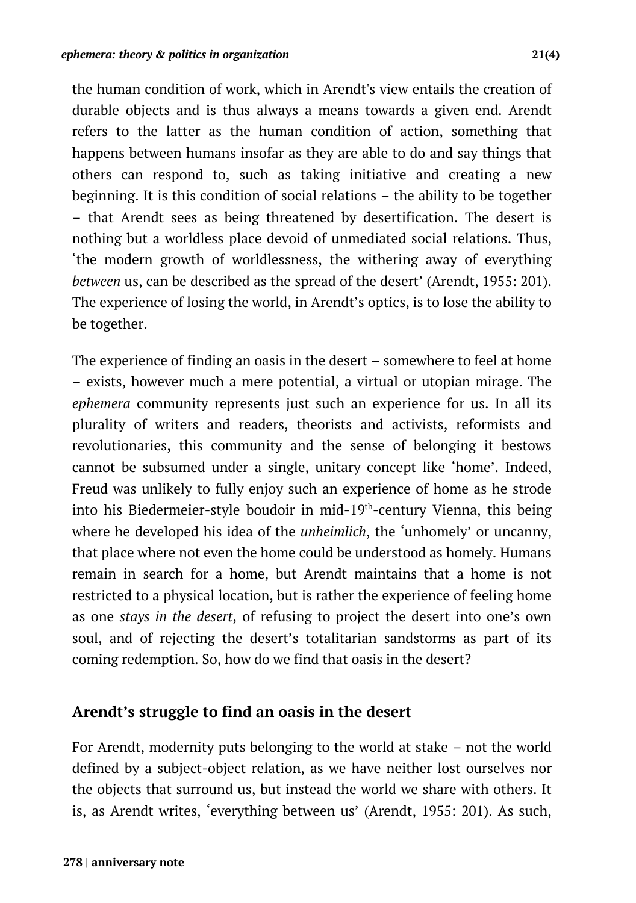the human condition of work, which in Arendt's view entails the creation of durable objects and is thus always a means towards a given end. Arendt refers to the latter as the human condition of action, something that happens between humans insofar as they are able to do and say things that others can respond to, such as taking initiative and creating a new beginning. It is this condition of social relations – the ability to be together – that Arendt sees as being threatened by desertification. The desert is nothing but a worldless place devoid of unmediated social relations. Thus, 'the modern growth of worldlessness, the withering away of everything *between* us, can be described as the spread of the desert' (Arendt, 1955: 201). The experience of losing the world, in Arendt's optics, is to lose the ability to be together.

The experience of finding an oasis in the desert – somewhere to feel at home – exists, however much a mere potential, a virtual or utopian mirage. The *ephemera* community represents just such an experience for us. In all its plurality of writers and readers, theorists and activists, reformists and revolutionaries, this community and the sense of belonging it bestows cannot be subsumed under a single, unitary concept like 'home'. Indeed, Freud was unlikely to fully enjoy such an experience of home as he strode into his Biedermeier-style boudoir in mid-19th-century Vienna, this being where he developed his idea of the *unheimlich*, the 'unhomely' or uncanny, that place where not even the home could be understood as homely. Humans remain in search for a home, but Arendt maintains that a home is not restricted to a physical location, but is rather the experience of feeling home as one *stays in the desert*, of refusing to project the desert into one's own soul, and of rejecting the desert's totalitarian sandstorms as part of its coming redemption. So, how do we find that oasis in the desert?

## Arendt's struggle to find an oasis in the desert

For Arendt, modernity puts belonging to the world at stake – not the world defined by a subject-object relation, as we have neither lost ourselves nor the objects that surround us, but instead the world we share with others. It is, as Arendt writes, 'everything between us' (Arendt, 1955: 201). As such,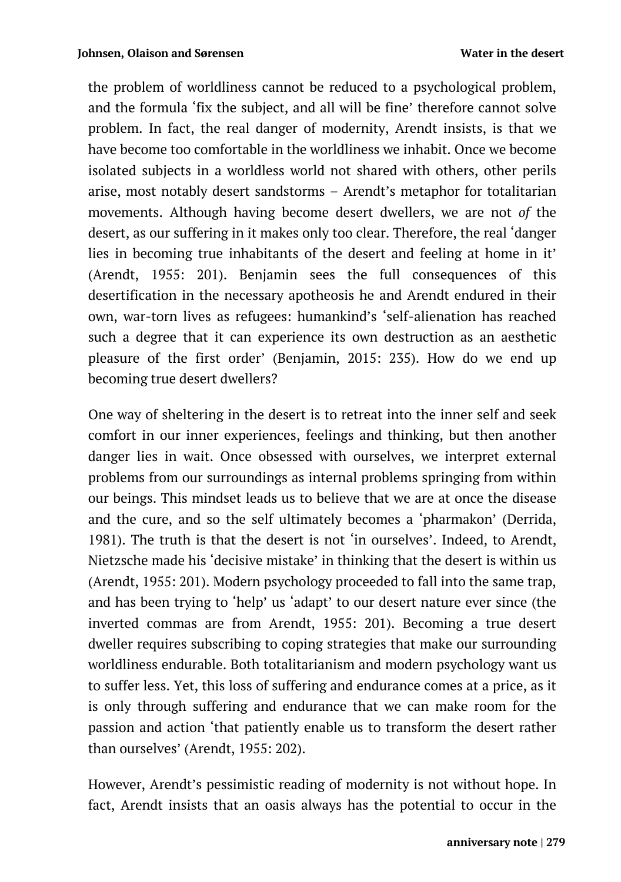the problem of worldliness cannot be reduced to a psychological problem, and the formula 'fix the subject, and all will be fine' therefore cannot solve problem. In fact, the real danger of modernity, Arendt insists, is that we have become too comfortable in the worldliness we inhabit. Once we become isolated subjects in a worldless world not shared with others, other perils arise, most notably desert sandstorms – Arendt's metaphor for totalitarian movements. Although having become desert dwellers, we are not *of* the desert, as our suffering in it makes only too clear. Therefore, the real 'danger lies in becoming true inhabitants of the desert and feeling at home in it' (Arendt, 1955: 201). Benjamin sees the full consequences of this desertification in the necessary apotheosis he and Arendt endured in their own, war-torn lives as refugees: humankind's 'self-alienation has reached such a degree that it can experience its own destruction as an aesthetic pleasure of the first order' (Benjamin, 2015: 235). How do we end up becoming true desert dwellers?

One way of sheltering in the desert is to retreat into the inner self and seek comfort in our inner experiences, feelings and thinking, but then another danger lies in wait. Once obsessed with ourselves, we interpret external problems from our surroundings as internal problems springing from within our beings. This mindset leads us to believe that we are at once the disease and the cure, and so the self ultimately becomes a 'pharmakon' (Derrida, 1981). The truth is that the desert is not 'in ourselves'. Indeed, to Arendt, Nietzsche made his 'decisive mistake' in thinking that the desert is within us (Arendt, 1955: 201). Modern psychology proceeded to fall into the same trap, and has been trying to 'help' us 'adapt' to our desert nature ever since (the inverted commas are from Arendt, 1955: 201). Becoming a true desert dweller requires subscribing to coping strategies that make our surrounding worldliness endurable. Both totalitarianism and modern psychology want us to suffer less. Yet, this loss of suffering and endurance comes at a price, as it is only through suffering and endurance that we can make room for the passion and action 'that patiently enable us to transform the desert rather than ourselves' (Arendt, 1955: 202).

However, Arendt's pessimistic reading of modernity is not without hope. In fact, Arendt insists that an oasis always has the potential to occur in the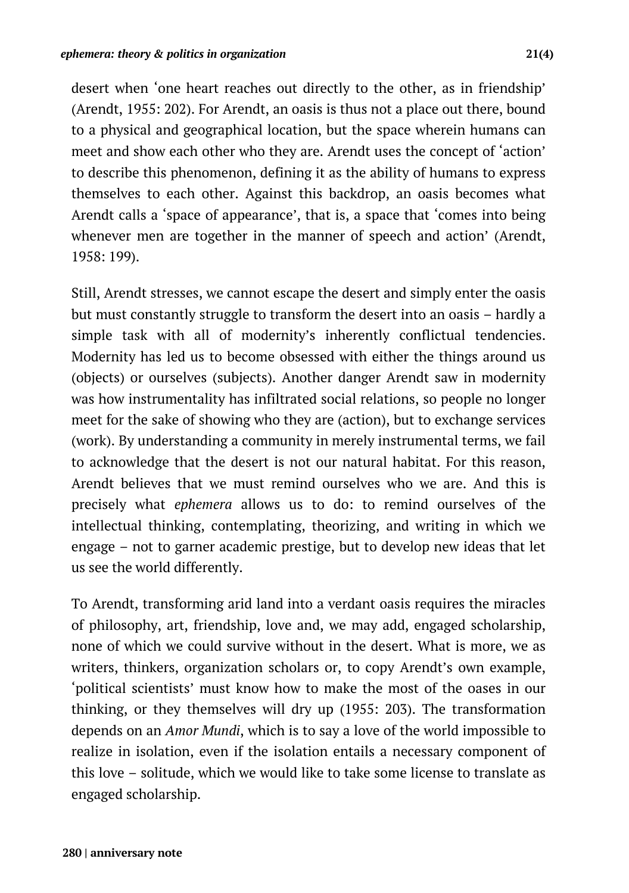desert when 'one heart reaches out directly to the other, as in friendship' (Arendt, 1955: 202). For Arendt, an oasis is thus not a place out there, bound to a physical and geographical location, but the space wherein humans can meet and show each other who they are. Arendt uses the concept of 'action' to describe this phenomenon, defining it as the ability of humans to express themselves to each other. Against this backdrop, an oasis becomes what Arendt calls a 'space of appearance', that is, a space that 'comes into being whenever men are together in the manner of speech and action' (Arendt, 1958: 199).

Still, Arendt stresses, we cannot escape the desert and simply enter the oasis but must constantly struggle to transform the desert into an oasis – hardly a simple task with all of modernity's inherently conflictual tendencies. Modernity has led us to become obsessed with either the things around us (objects) or ourselves (subjects). Another danger Arendt saw in modernity was how instrumentality has infiltrated social relations, so people no longer meet for the sake of showing who they are (action), but to exchange services (work). By understanding a community in merely instrumental terms, we fail to acknowledge that the desert is not our natural habitat. For this reason, Arendt believes that we must remind ourselves who we are. And this is precisely what *ephemera* allows us to do: to remind ourselves of the intellectual thinking, contemplating, theorizing, and writing in which we engage – not to garner academic prestige, but to develop new ideas that let us see the world differently.

To Arendt, transforming arid land into a verdant oasis requires the miracles of philosophy, art, friendship, love and, we may add, engaged scholarship, none of which we could survive without in the desert. What is more, we as writers, thinkers, organization scholars or, to copy Arendt's own example, 'political scientists' must know how to make the most of the oases in our thinking, or they themselves will dry up (1955: 203). The transformation depends on an *Amor Mundi*, which is to say a love of the world impossible to realize in isolation, even if the isolation entails a necessary component of this love – solitude, which we would like to take some license to translate as engaged scholarship.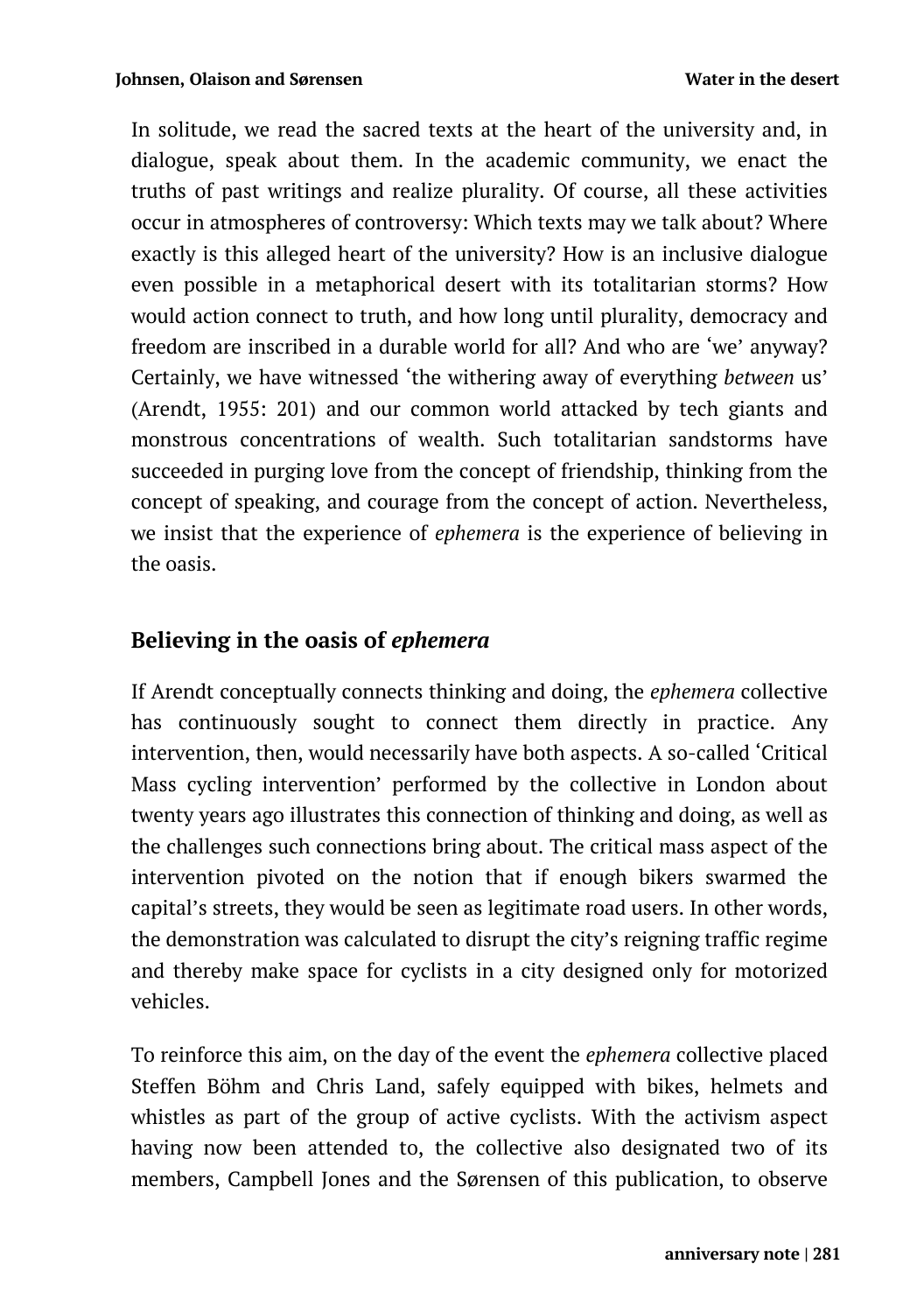In solitude, we read the sacred texts at the heart of the university and, in dialogue, speak about them. In the academic community, we enact the truths of past writings and realize plurality. Of course, all these activities occur in atmospheres of controversy: Which texts may we talk about? Where exactly is this alleged heart of the university? How is an inclusive dialogue even possible in a metaphorical desert with its totalitarian storms? How would action connect to truth, and how long until plurality, democracy and freedom are inscribed in a durable world for all? And who are 'we' anyway? Certainly, we have witnessed 'the withering away of everything *between* us' (Arendt, 1955: 201) and our common world attacked by tech giants and monstrous concentrations of wealth. Such totalitarian sandstorms have succeeded in purging love from the concept of friendship, thinking from the concept of speaking, and courage from the concept of action. Nevertheless, we insist that the experience of *ephemera* is the experience of believing in the oasis.

## Believing in the oasis of *ephemera*

If Arendt conceptually connects thinking and doing, the *ephemera* collective has continuously sought to connect them directly in practice. Any intervention, then, would necessarily have both aspects. A so-called 'Critical Mass cycling intervention' performed by the collective in London about twenty years ago illustrates this connection of thinking and doing, as well as the challenges such connections bring about. The critical mass aspect of the intervention pivoted on the notion that if enough bikers swarmed the capital's streets, they would be seen as legitimate road users. In other words, the demonstration was calculated to disrupt the city's reigning traffic regime and thereby make space for cyclists in a city designed only for motorized vehicles.

To reinforce this aim, on the day of the event the *ephemera* collective placed Steffen Böhm and Chris Land, safely equipped with bikes, helmets and whistles as part of the group of active cyclists. With the activism aspect having now been attended to, the collective also designated two of its members, Campbell Jones and the Sørensen of this publication, to observe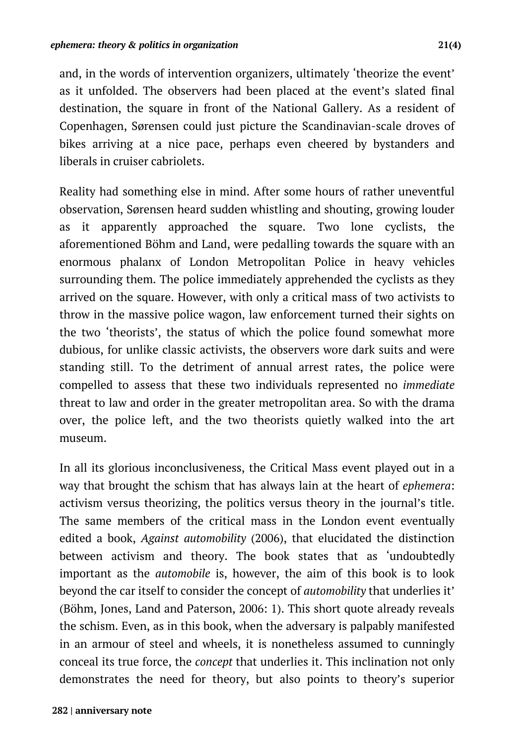and, in the words of intervention organizers, ultimately 'theorize the event' as it unfolded. The observers had been placed at the event's slated final destination, the square in front of the National Gallery. As a resident of Copenhagen, Sørensen could just picture the Scandinavian-scale droves of bikes arriving at a nice pace, perhaps even cheered by bystanders and liberals in cruiser cabriolets.

Reality had something else in mind. After some hours of rather uneventful observation, Sørensen heard sudden whistling and shouting, growing louder as it apparently approached the square. Two lone cyclists, the aforementioned Böhm and Land, were pedalling towards the square with an enormous phalanx of London Metropolitan Police in heavy vehicles surrounding them. The police immediately apprehended the cyclists as they arrived on the square. However, with only a critical mass of two activists to throw in the massive police wagon, law enforcement turned their sights on the two 'theorists', the status of which the police found somewhat more dubious, for unlike classic activists, the observers wore dark suits and were standing still. To the detriment of annual arrest rates, the police were compelled to assess that these two individuals represented no *immediate* threat to law and order in the greater metropolitan area. So with the drama over, the police left, and the two theorists quietly walked into the art museum.

In all its glorious inconclusiveness, the Critical Mass event played out in a way that brought the schism that has always lain at the heart of *ephemera*: activism versus theorizing, the politics versus theory in the journal's title. The same members of the critical mass in the London event eventually edited a book, *Against automobility* (2006), that elucidated the distinction between activism and theory. The book states that as 'undoubtedly important as the *automobile* is, however, the aim of this book is to look beyond the car itself to consider the concept of *automobility* that underlies it' (Böhm, Jones, Land and Paterson, 2006: 1). This short quote already reveals the schism. Even, as in this book, when the adversary is palpably manifested in an armour of steel and wheels, it is nonetheless assumed to cunningly conceal its true force, the *concept* that underlies it. This inclination not only demonstrates the need for theory, but also points to theory's superior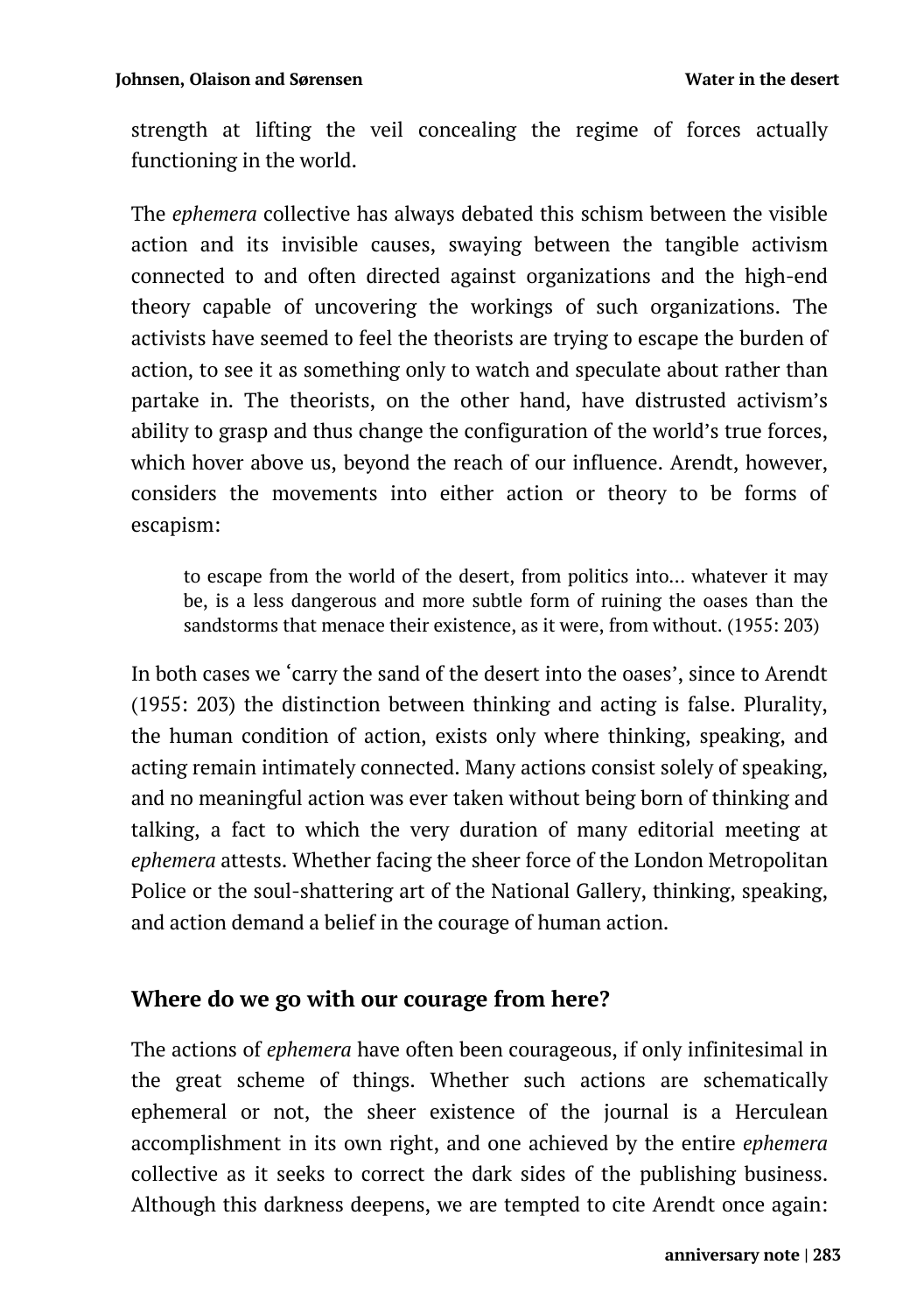strength at lifting the veil concealing the regime of forces actually functioning in the world.

The *ephemera* collective has always debated this schism between the visible action and its invisible causes, swaying between the tangible activism connected to and often directed against organizations and the high-end theory capable of uncovering the workings of such organizations. The activists have seemed to feel the theorists are trying to escape the burden of action, to see it as something only to watch and speculate about rather than partake in. The theorists, on the other hand, have distrusted activism's ability to grasp and thus change the configuration of the world's true forces, which hover above us, beyond the reach of our influence. Arendt, however, considers the movements into either action or theory to be forms of escapism:

> to escape from the world of the desert, from politics into... whatever it may be, is a less dangerous and more subtle form of ruining the oases than the sandstorms that menace their existence, as it were, from without. (1955: 203)

In both cases we 'carry the sand of the desert into the oases', since to Arendt (1955: 203) the distinction between thinking and acting is false. Plurality, the human condition of action, exists only where thinking, speaking, and acting remain intimately connected. Many actions consist solely of speaking, and no meaningful action was ever taken without being born of thinking and talking, a fact to which the very duration of many editorial meeting at *ephemera* attests. Whether facing the sheer force of the London Metropolitan Police or the soul-shattering art of the National Gallery, thinking, speaking, and action demand a belief in the courage of human action.

## Where do we go with our courage from here?

The actions of *ephemera* have often been courageous, if only infinitesimal in the great scheme of things. Whether such actions are schematically ephemeral or not, the sheer existence of the journal is a Herculean accomplishment in its own right, and one achieved by the entire *ephemera* collective as it seeks to correct the dark sides of the publishing business. Although this darkness deepens, we are tempted to cite Arendt once again: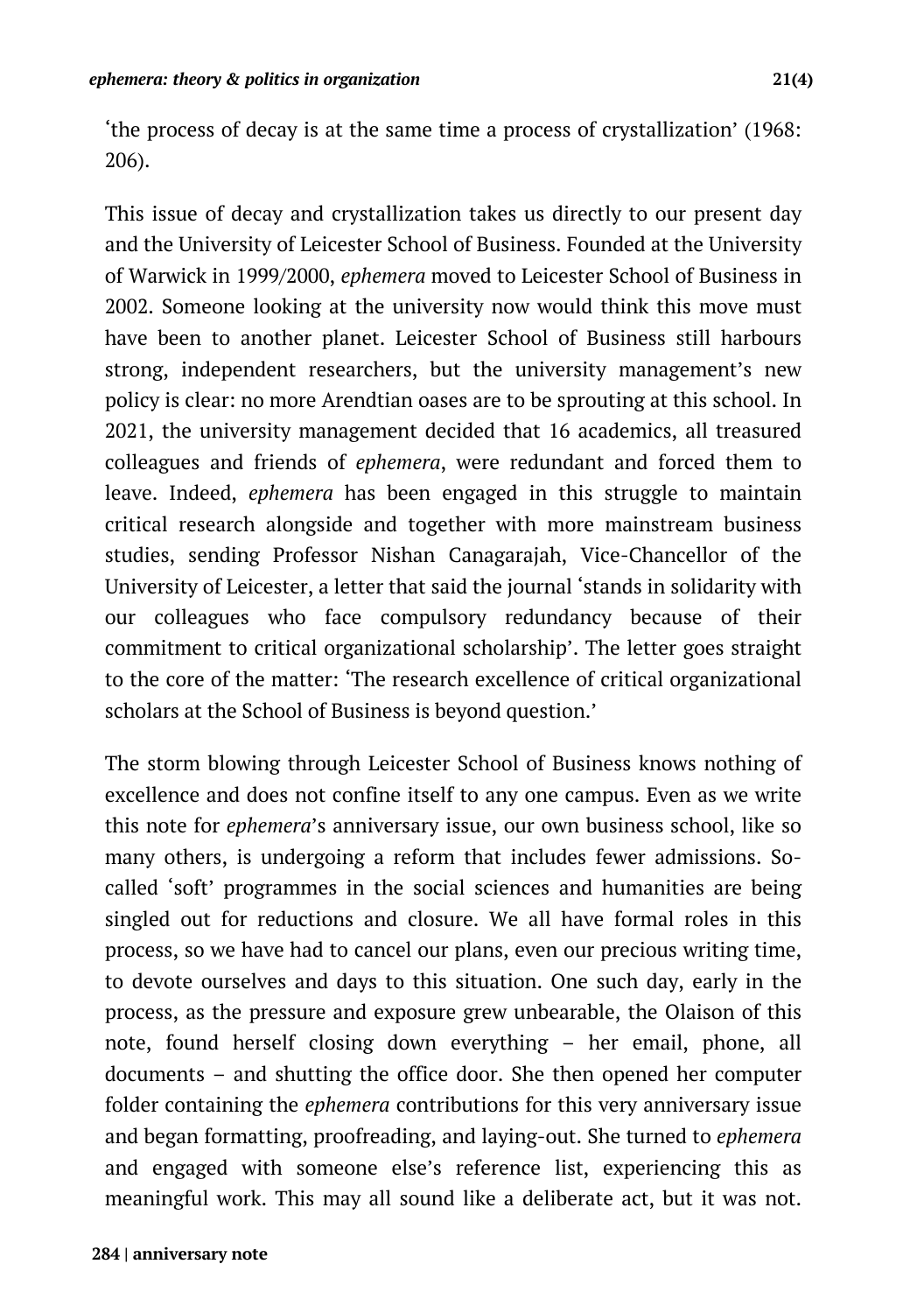'the process of decay is at the same time a process of crystallization' (1968: 206).

This issue of decay and crystallization takes us directly to our present day and the University of Leicester School of Business. Founded at the University of Warwick in 1999/2000, *ephemera* moved to Leicester School of Business in 2002. Someone looking at the university now would think this move must have been to another planet. Leicester School of Business still harbours strong, independent researchers, but the university management's new policy is clear: no more Arendtian oases are to be sprouting at this school. In 2021, the university management decided that 16 academics, all treasured colleagues and friends of *ephemera*, were redundant and forced them to leave. Indeed, *ephemera* has been engaged in this struggle to maintain critical research alongside and together with more mainstream business studies, sending Professor Nishan Canagarajah, Vice-Chancellor of the University of Leicester, a letter that said the journal 'stands in solidarity with our colleagues who face compulsory redundancy because of their commitment to critical organizational scholarship'. The letter goes straight to the core of the matter: 'The research excellence of critical organizational scholars at the School of Business is beyond question.'

The storm blowing through Leicester School of Business knows nothing of excellence and does not confine itself to any one campus. Even as we write this note for *ephemera*'s anniversary issue, our own business school, like so many others, is undergoing a reform that includes fewer admissions. So-called 'soft' programmes in the social sciences and humanities are being singled out for reductions and closure. We all have formal roles in this process, so we have had to cancel our plans, even our precious writing time, to devote ourselves and days to this situation. One such day, early in the process, as the pressure and exposure grew unbearable, the Olaison of this note, found herself closing down everything – her email, phone, all documents – and shutting the office door. She then opened her computer folder containing the *ephemera* contributions for this very anniversary issue and began formatting, proofreading, and laying-out. She turned to *ephemera* and engaged with someone else's reference list, experiencing this as meaningful work. This may all sound like a deliberate act, but it was not.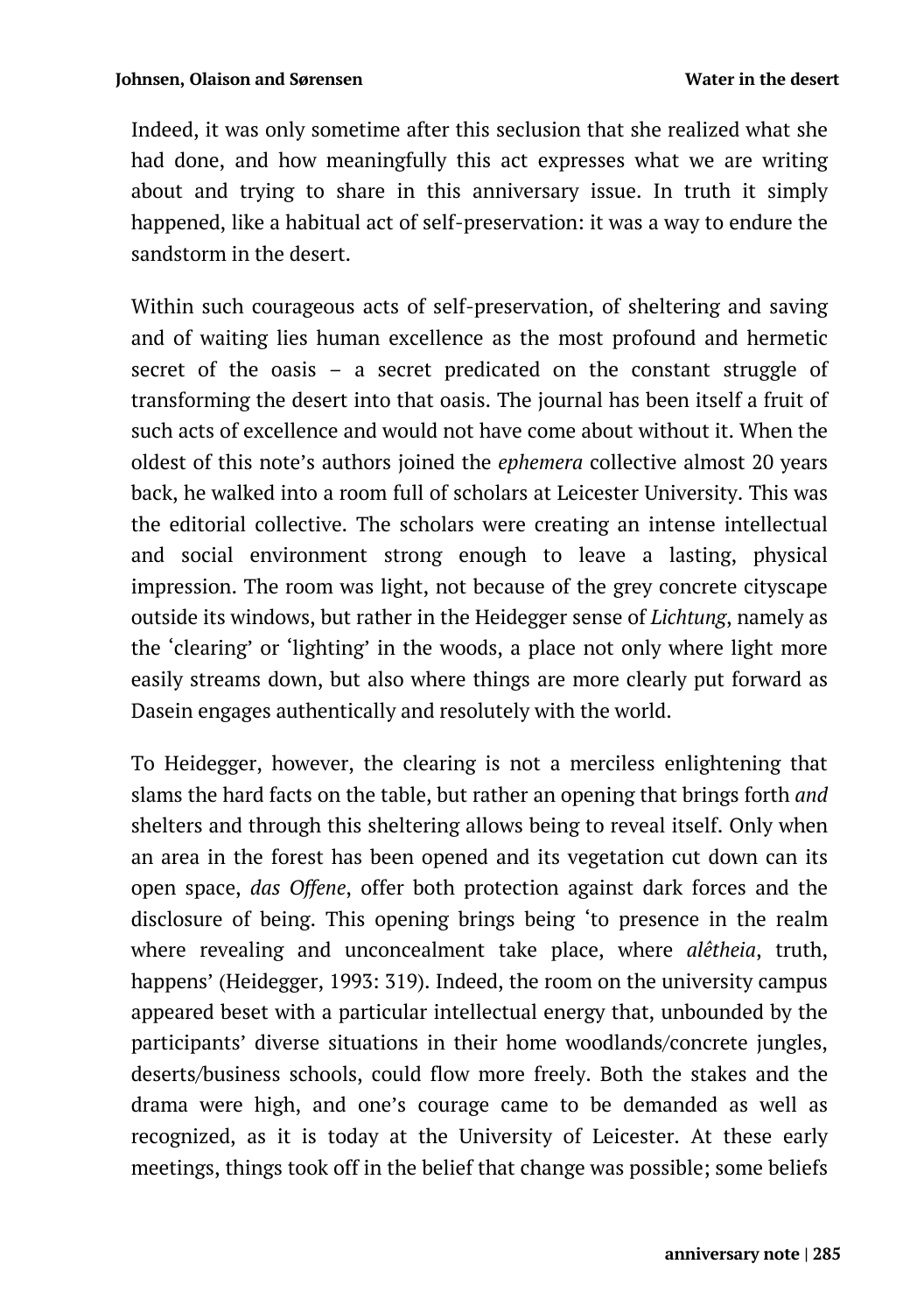Indeed, it was only sometime after this seclusion that she realized what she had done, and how meaningfully this act expresses what we are writing about and trying to share in this anniversary issue. In truth it simply happened, like a habitual act of self-preservation: it was a way to endure the sandstorm in the desert.

Within such courageous acts of self-preservation, of sheltering and saving and of waiting lies human excellence as the most profound and hermetic secret of the oasis – a secret predicated on the constant struggle of transforming the desert into that oasis. The journal has been itself a fruit of such acts of excellence and would not have come about without it. When the oldest of this note's authors joined the *ephemera* collective almost 20 years back, he walked into a room full of scholars at Leicester University. This was the editorial collective. The scholars were creating an intense intellectual and social environment strong enough to leave a lasting, physical impression. The room was light, not because of the grey concrete cityscape outside its windows, but rather in the Heidegger sense of *Lichtung*, namely as the 'clearing' or 'lighting' in the woods, a place not only where light more easily streams down, but also where things are more clearly put forward as Dasein engages authentically and resolutely with the world.

To Heidegger, however, the clearing is not a merciless enlightening that slams the hard facts on the table, but rather an opening that brings forth *and* shelters and through this sheltering allows being to reveal itself. Only when an area in the forest has been opened and its vegetation cut down can its open space, *das Offene*, offer both protection against dark forces and the disclosure of being. This opening brings being 'to presence in the realm where revealing and unconcealment take place, where *alêtheia*, truth, happens' (Heidegger, 1993: 319). Indeed, the room on the university campus appeared beset with a particular intellectual energy that, unbounded by the participants' diverse situations in their home woodlands/concrete jungles, deserts/business schools, could flow more freely. Both the stakes and the drama were high, and one's courage came to be demanded as well as recognized, as it is today at the University of Leicester. At these early meetings, things took off in the belief that change was possible; some beliefs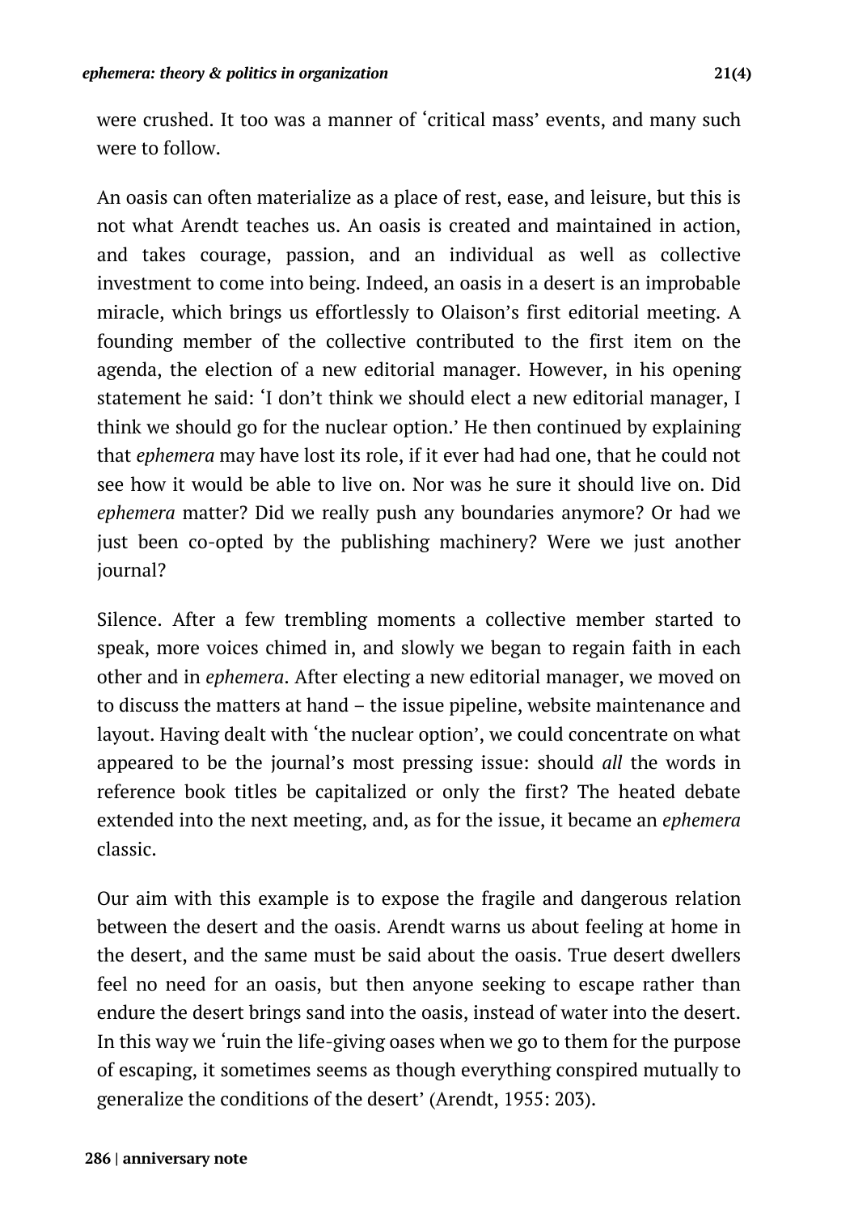were crushed. It too was a manner of 'critical mass' events, and many such were to follow.

An oasis can often materialize as a place of rest, ease, and leisure, but this is not what Arendt teaches us. An oasis is created and maintained in action, and takes courage, passion, and an individual as well as collective investment to come into being. Indeed, an oasis in a desert is an improbable miracle, which brings us effortlessly to Olaison's first editorial meeting. A founding member of the collective contributed to the first item on the agenda, the election of a new editorial manager. However, in his opening statement he said: 'I don't think we should elect a new editorial manager, I think we should go for the nuclear option.' He then continued by explaining that *ephemera* may have lost its role, if it ever had had one, that he could not see how it would be able to live on. Nor was he sure it should live on. Did *ephemera* matter? Did we really push any boundaries anymore? Or had we just been co-opted by the publishing machinery? Were we just another journal?

Silence. After a few trembling moments a collective member started to speak, more voices chimed in, and slowly we began to regain faith in each other and in *ephemera*. After electing a new editorial manager, we moved on to discuss the matters at hand – the issue pipeline, website maintenance and layout. Having dealt with 'the nuclear option', we could concentrate on what appeared to be the journal's most pressing issue: should *all* the words in reference book titles be capitalized or only the first? The heated debate extended into the next meeting, and, as for the issue, it became an *ephemera* classic.

Our aim with this example is to expose the fragile and dangerous relation between the desert and the oasis. Arendt warns us about feeling at home in the desert, and the same must be said about the oasis. True desert dwellers feel no need for an oasis, but then anyone seeking to escape rather than endure the desert brings sand into the oasis, instead of water into the desert. In this way we 'ruin the life-giving oases when we go to them for the purpose of escaping, it sometimes seems as though everything conspired mutually to generalize the conditions of the desert' (Arendt, 1955: 203).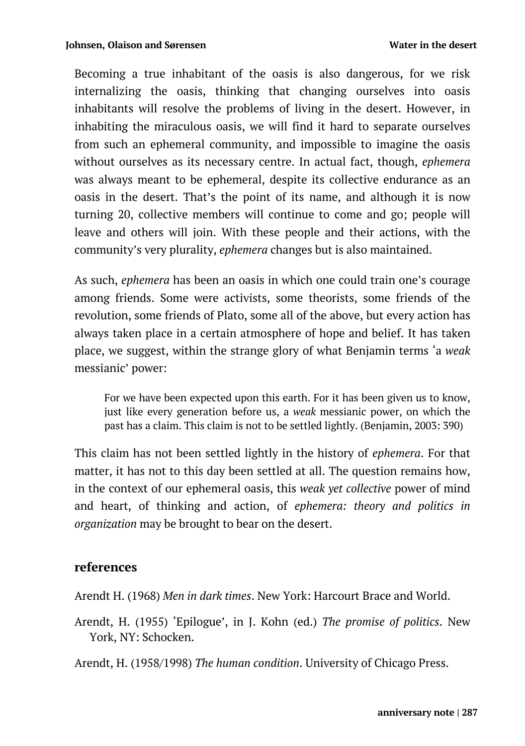Becoming a true inhabitant of the oasis is also dangerous, for we risk internalizing the oasis, thinking that changing ourselves into oasis inhabitants will resolve the problems of living in the desert. However, in inhabiting the miraculous oasis, we will find it hard to separate ourselves from such an ephemeral community, and impossible to imagine the oasis without ourselves as its necessary centre. In actual fact, though, *ephemera* was always meant to be ephemeral, despite its collective endurance as an oasis in the desert. That's the point of its name, and although it is now turning 20, collective members will continue to come and go; people will leave and others will join. With these people and their actions, with the community's very plurality, *ephemera* changes but is also maintained.

As such, *ephemera* has been an oasis in which one could train one's courage among friends. Some were activists, some theorists, some friends of the revolution, some friends of Plato, some all of the above, but every action has always taken place in a certain atmosphere of hope and belief. It has taken place, we suggest, within the strange glory of what Benjamin terms 'a *weak* messianic' power:

> For we have been expected upon this earth. For it has been given us to know, just like every generation before us, a *weak* messianic power, on which the past has a claim. This claim is not to be settled lightly. (Benjamin, 2003: 390)

This claim has not been settled lightly in the history of *ephemera*. For that matter, it has not to this day been settled at all. The question remains how, in the context of our ephemeral oasis, this *weak yet collective* power of mind and heart, of thinking and action, of *ephemera: theory and politics in organization* may be brought to bear on the desert.

## references

Arendt H. (1968) *Men in dark times*. New York: Harcourt Brace and World.

Arendt, H. (1955) 'Epilogue', in J. Kohn (ed.) *The promise of politics*. New York, NY: Schocken.

Arendt, H. (1958/1998) *The human condition*. University of Chicago Press.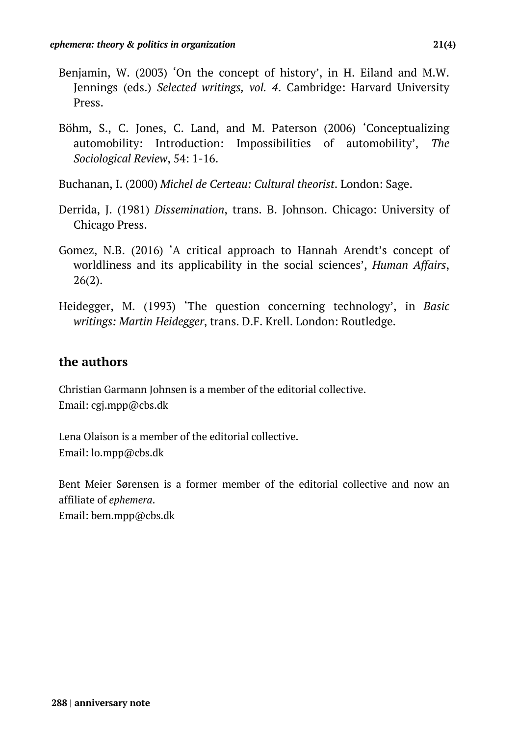Benjamin, W. (2003) 'On the concept of history', in H. Eiland and M.W. Jennings (eds.) *Selected writings, vol. 4*. Cambridge: Harvard University Press.

Böhm, S., C. Jones, C. Land, and M. Paterson (2006) 'Conceptualizing automobility: Introduction: Impossibilities of automobility', *The Sociological Review*, 54: 1-16.

Buchanan, I. (2000) *Michel de Certeau: Cultural theorist*. London: Sage.

Derrida, J. (1981) *Dissemination*, trans. B. Johnson. Chicago: University of Chicago Press.

Gomez, N.B. (2016) 'A critical approach to Hannah Arendt's concept of worldliness and its applicability in the social sciences', *Human Affairs*, 26(2).

Heidegger, M. (1993) 'The question concerning technology', in *Basic writings: Martin Heidegger*, trans. D.F. Krell. London: Routledge.

## the authors

Christian Garmann Johnsen is a member of the editorial collective.
Email: cgj.mpp@cbs.dk

Lena Olaison is a member of the editorial collective.
Email: lo.mpp@cbs.dk

Bent Meier Sørensen is a former member of the editorial collective and now an affiliate of *ephemera*.
Email: bem.mpp@cbs.dk